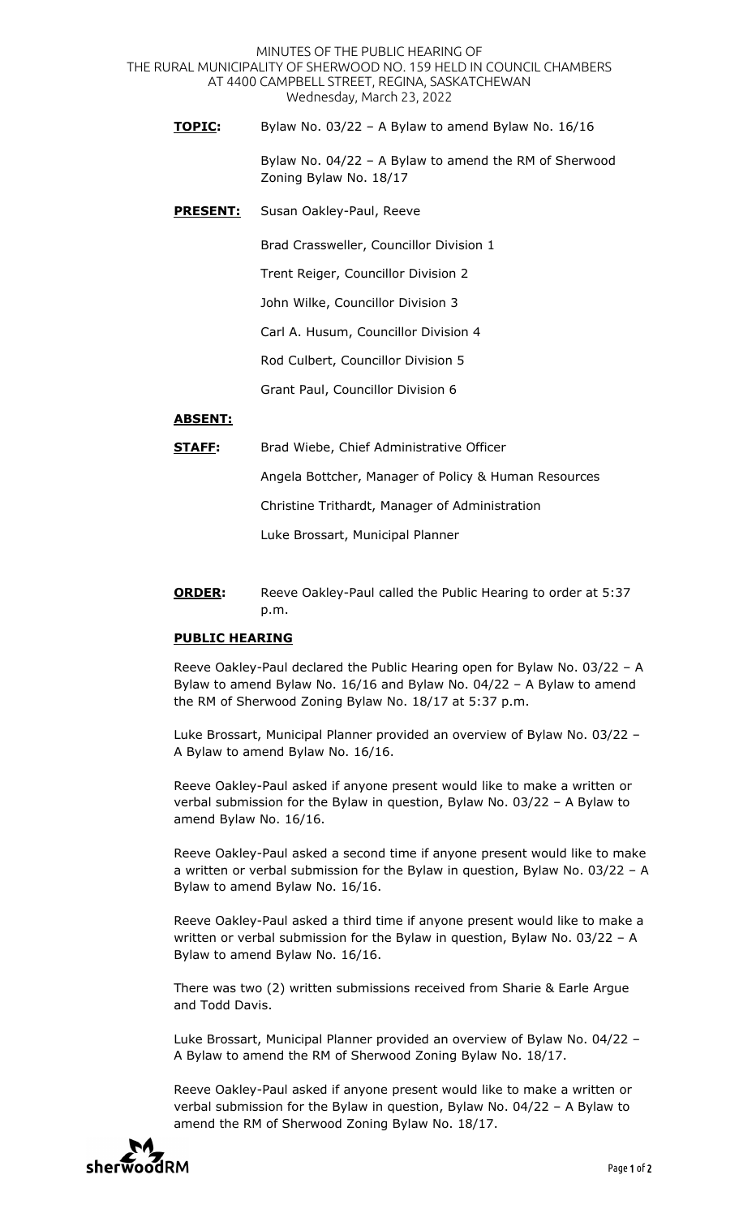MINUTES OF THE PUBLIC HEARING OF
THE RURAL MUNICIPALITY OF SHERWOOD NO. 159 HELD IN COUNCIL CHAMBERS
AT 4400 CAMPBELL STREET, REGINA, SASKATCHEWAN
Wednesday, March 23, 2022

**TOPIC:** Bylaw No. 03/22 – A Bylaw to amend Bylaw No. 16/16

Bylaw No. 04/22 – A Bylaw to amend the RM of Sherwood Zoning Bylaw No. 18/17

**PRESENT:** Susan Oakley-Paul, Reeve

Brad Crassweller, Councillor Division 1

Trent Reiger, Councillor Division 2

John Wilke, Councillor Division 3

Carl A. Husum, Councillor Division 4

Rod Culbert, Councillor Division 5

Grant Paul, Councillor Division 6

**ABSENT:**

**STAFF:** Brad Wiebe, Chief Administrative Officer

Angela Bottcher, Manager of Policy & Human Resources

Christine Trithardt, Manager of Administration

Luke Brossart, Municipal Planner

**ORDER:** Reeve Oakley-Paul called the Public Hearing to order at 5:37 p.m.

**PUBLIC HEARING**

Reeve Oakley-Paul declared the Public Hearing open for Bylaw No. 03/22 – A Bylaw to amend Bylaw No. 16/16 and Bylaw No. 04/22 – A Bylaw to amend the RM of Sherwood Zoning Bylaw No. 18/17 at 5:37 p.m.

Luke Brossart, Municipal Planner provided an overview of Bylaw No. 03/22 – A Bylaw to amend Bylaw No. 16/16.

Reeve Oakley-Paul asked if anyone present would like to make a written or verbal submission for the Bylaw in question, Bylaw No. 03/22 – A Bylaw to amend Bylaw No. 16/16.

Reeve Oakley-Paul asked a second time if anyone present would like to make a written or verbal submission for the Bylaw in question, Bylaw No. 03/22 – A Bylaw to amend Bylaw No. 16/16.

Reeve Oakley-Paul asked a third time if anyone present would like to make a written or verbal submission for the Bylaw in question, Bylaw No. 03/22 – A Bylaw to amend Bylaw No. 16/16.

There was two (2) written submissions received from Sharie & Earle Argue and Todd Davis.

Luke Brossart, Municipal Planner provided an overview of Bylaw No. 04/22 – A Bylaw to amend the RM of Sherwood Zoning Bylaw No. 18/17.

Reeve Oakley-Paul asked if anyone present would like to make a written or verbal submission for the Bylaw in question, Bylaw No. 04/22 – A Bylaw to amend the RM of Sherwood Zoning Bylaw No. 18/17.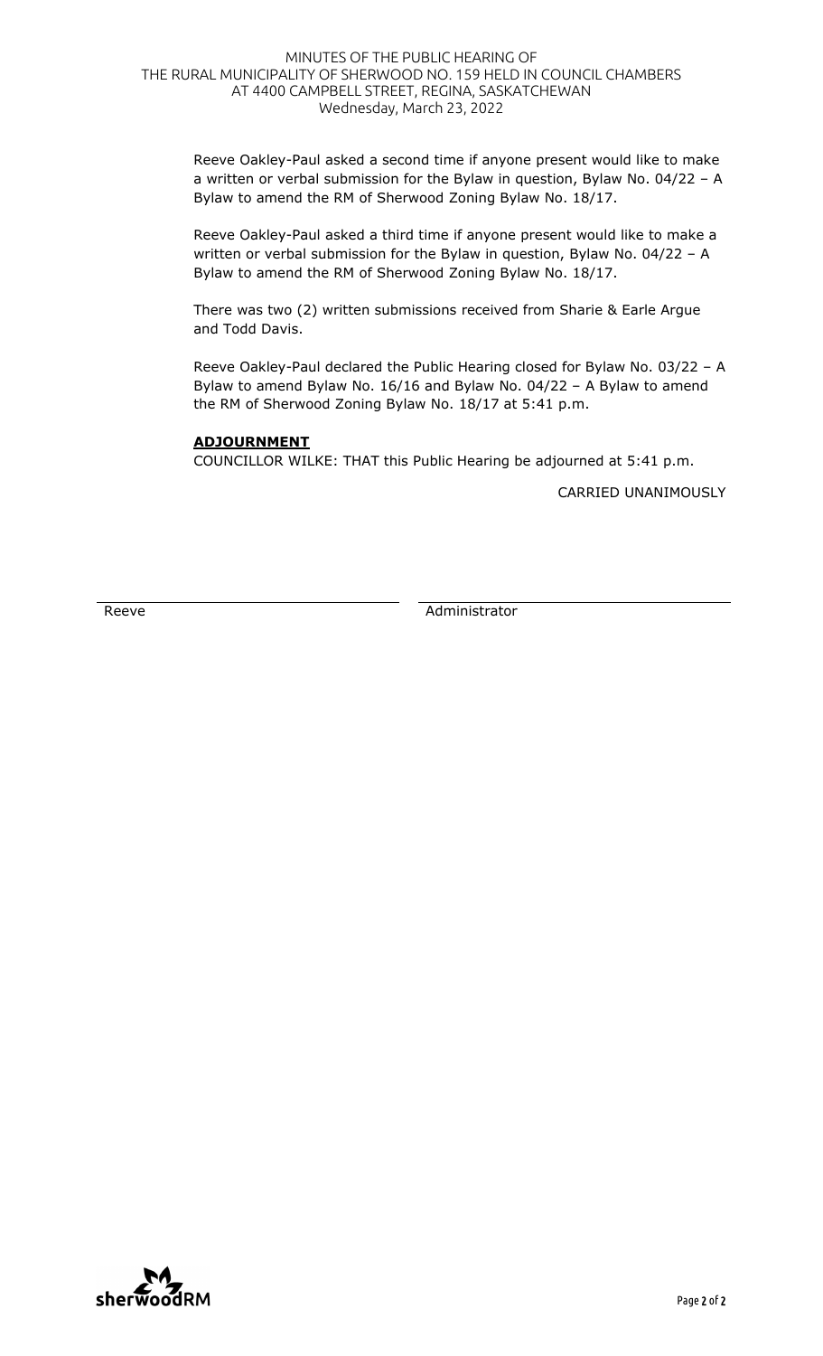Reeve Oakley-Paul asked a second time if anyone present would like to make a written or verbal submission for the Bylaw in question, Bylaw No. 04/22 – A Bylaw to amend the RM of Sherwood Zoning Bylaw No. 18/17.

Reeve Oakley-Paul asked a third time if anyone present would like to make a written or verbal submission for the Bylaw in question, Bylaw No. 04/22 – A Bylaw to amend the RM of Sherwood Zoning Bylaw No. 18/17.

There was two (2) written submissions received from Sharie & Earle Argue and Todd Davis.

Reeve Oakley-Paul declared the Public Hearing closed for Bylaw No. 03/22 – A Bylaw to amend Bylaw No. 16/16 and Bylaw No. 04/22 – A Bylaw to amend the RM of Sherwood Zoning Bylaw No. 18/17 at 5:41 p.m.

**ADJOURNMENT**

COUNCILLOR WILKE: THAT this Public Hearing be adjourned at 5:41 p.m.

CARRIED UNANIMOUSLY

Reeve

Administrator